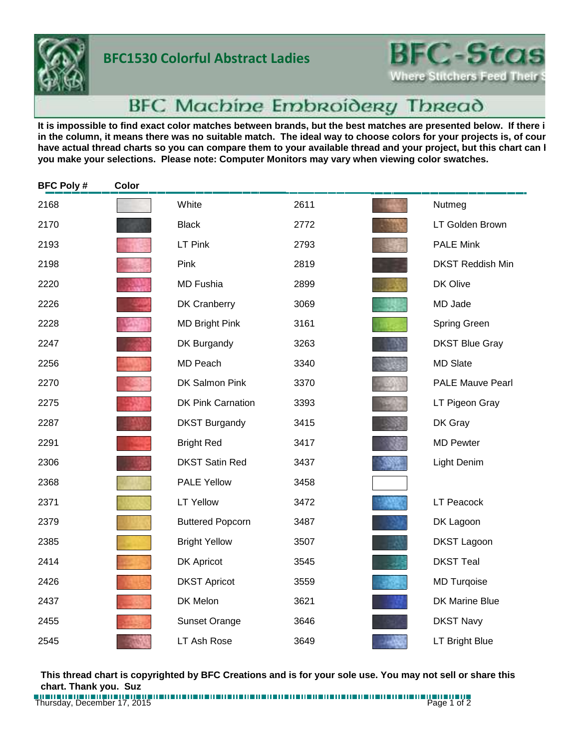# BFC1530 Colorful Abstract Ladies

BFC-Stas
Where Stitchers Feed Their S

## BFC Machine Embroidery Thread

**It is impossible to find exact color matches between brands, but the best matches are presented below. If there i in the column, it means there was no suitable match. The ideal way to choose colors for your projects is, of cour have actual thread charts so you can compare them to your available thread and your project, but this chart can l you make your selections. Please note: Computer Monitors may vary when viewing color swatches.**

| BFC Poly # | Color | | BFC Poly # | Color | |
|---|---|---|---|---|---|
| 2168 | | White | 2611 | | Nutmeg |
| 2170 | | Black | 2772 | | LT Golden Brown |
| 2193 | | LT Pink | 2793 | | PALE Mink |
| 2198 | | Pink | 2819 | | DKST Reddish Min |
| 2220 | | MD Fushia | 2899 | | DK Olive |
| 2226 | | DK Cranberry | 3069 | | MD Jade |
| 2228 | | MD Bright Pink | 3161 | | Spring Green |
| 2247 | | DK Burgandy | 3263 | | DKST Blue Gray |
| 2256 | | MD Peach | 3340 | | MD Slate |
| 2270 | | DK Salmon Pink | 3370 | | PALE Mauve Pearl |
| 2275 | | DK Pink Carnation | 3393 | | LT Pigeon Gray |
| 2287 | | DKST Burgandy | 3415 | | DK Gray |
| 2291 | | Bright Red | 3417 | | MD Pewter |
| 2306 | | DKST Satin Red | 3437 | | Light Denim |
| 2368 | | PALE Yellow | 3458 | | |
| 2371 | | LT Yellow | 3472 | | LT Peacock |
| 2379 | | Buttered Popcorn | 3487 | | DK Lagoon |
| 2385 | | Bright Yellow | 3507 | | DKST Lagoon |
| 2414 | | DK Apricot | 3545 | | DKST Teal |
| 2426 | | DKST Apricot | 3559 | | MD Turqoise |
| 2437 | | DK Melon | 3621 | | DK Marine Blue |
| 2455 | | Sunset Orange | 3646 | | DKST Navy |
| 2545 | | LT Ash Rose | 3649 | | LT Bright Blue |

**This thread chart is copyrighted by BFC Creations and is for your sole use. You may not sell or share this chart. Thank you. Suz**

Thursday, December 17, 2015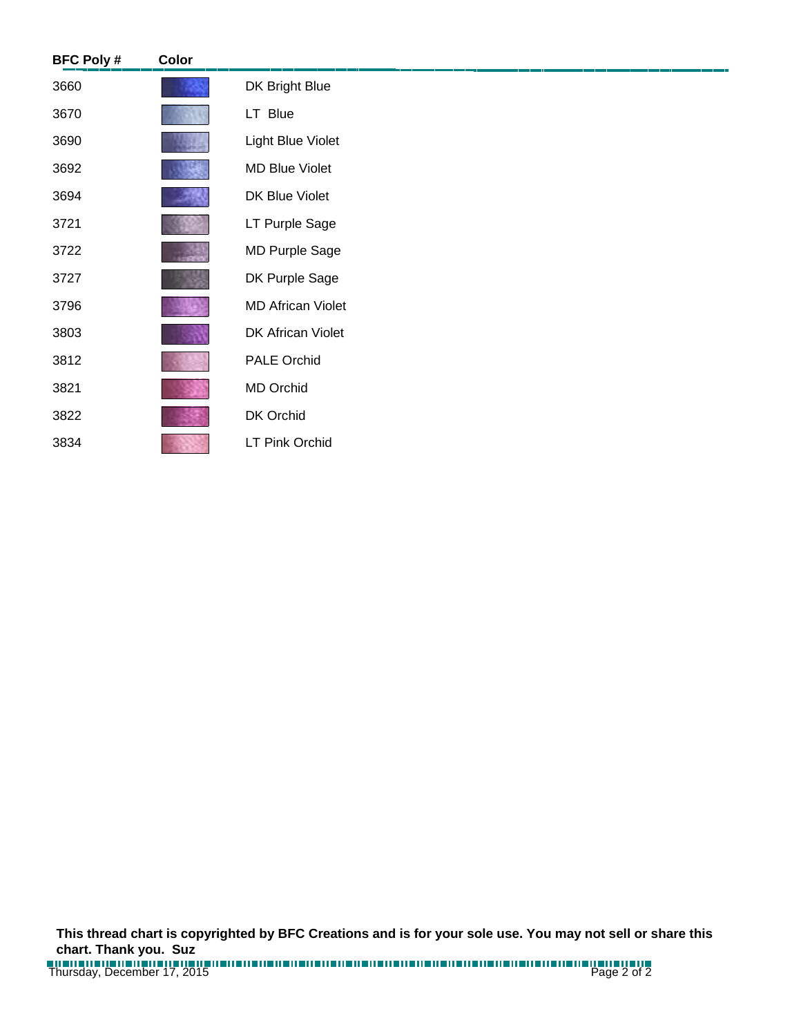| BFC Poly # | Color | |
|---|---|---|
| 3660 | | DK Bright Blue |
| 3670 | | LT Blue |
| 3690 | | Light Blue Violet |
| 3692 | | MD Blue Violet |
| 3694 | | DK Blue Violet |
| 3721 | | LT Purple Sage |
| 3722 | | MD Purple Sage |
| 3727 | | DK Purple Sage |
| 3796 | | MD African Violet |
| 3803 | | DK African Violet |
| 3812 | | PALE Orchid |
| 3821 | | MD Orchid |
| 3822 | | DK Orchid |
| 3834 | | LT Pink Orchid |

**This thread chart is copyrighted by BFC Creations and is for your sole use. You may not sell or share this chart. Thank you. Suz**

Thursday, December 17, 2015